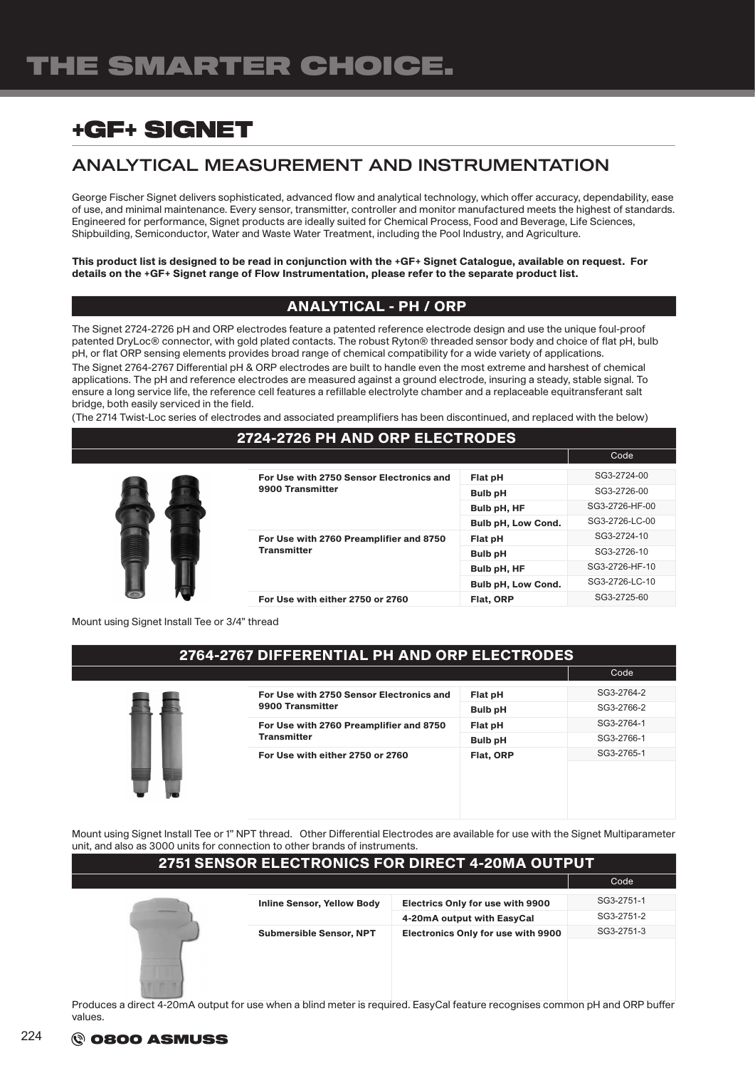# THE SMARTER CHOICE.

## +GF+ SIGNET

### ANALYTICAL MEASUREMENT AND INSTRUMENTATION

George Fischer Signet delivers sophisticated, advanced flow and analytical technology, which offer accuracy, dependability, ease of use, and minimal maintenance. Every sensor, transmitter, controller and monitor manufactured meets the highest of standards. Engineered for performance, Signet products are ideally suited for Chemical Process, Food and Beverage, Life Sciences, Shipbuilding, Semiconductor, Water and Waste Water Treatment, including the Pool Industry, and Agriculture.

**This product list is designed to be read in conjunction with the +GF+ Signet Catalogue, available on request. For details on the +GF+ Signet range of Flow Instrumentation, please refer to the separate product list.**

### ANALYTICAL - PH / ORP

The Signet 2724-2726 pH and ORP electrodes feature a patented reference electrode design and use the unique foul-proof patented DryLoc® connector, with gold plated contacts. The robust Ryton® threaded sensor body and choice of flat pH, bulb pH, or flat ORP sensing elements provides broad range of chemical compatibility for a wide variety of applications.

The Signet 2764-2767 Differential pH & ORP electrodes are built to handle even the most extreme and harshest of chemical applications. The pH and reference electrodes are measured against a ground electrode, insuring a steady, stable signal. To ensure a long service life, the reference cell features a refillable electrolyte chamber and a replaceable equitransferant salt bridge, both easily serviced in the field.

(The 2714 Twist-Loc series of electrodes and associated preamplifiers has been discontinued, and replaced with the below)

### 2724-2726 PH AND ORP ELECTRODES

| | | Code |
|---|---|---|
| **For Use with 2750 Sensor Electronics and 9900 Transmitter** | **Flat pH** | SG3-2724-00 |
| | **Bulb pH** | SG3-2726-00 |
| | **Bulb pH, HF** | SG3-2726-HF-00 |
| | **Bulb pH, Low Cond.** | SG3-2726-LC-00 |
| **For Use with 2760 Preamplifier and 8750 Transmitter** | **Flat pH** | SG3-2724-10 |
| | **Bulb pH** | SG3-2726-10 |
| | **Bulb pH, HF** | SG3-2726-HF-10 |
| | **Bulb pH, Low Cond.** | SG3-2726-LC-10 |
| **For Use with either 2750 or 2760** | **Flat, ORP** | SG3-2725-60 |

Mount using Signet Install Tee or 3/4" thread

### 2764-2767 DIFFERENTIAL PH AND ORP ELECTRODES

| | | Code |
|---|---|---|
| **For Use with 2750 Sensor Electronics and 9900 Transmitter** | **Flat pH** | SG3-2764-2 |
| | **Bulb pH** | SG3-2766-2 |
| **For Use with 2760 Preamplifier and 8750 Transmitter** | **Flat pH** | SG3-2764-1 |
| | **Bulb pH** | SG3-2766-1 |
| **For Use with either 2750 or 2760** | **Flat, ORP** | SG3-2765-1 |

Mount using Signet Install Tee or 1" NPT thread. Other Differential Electrodes are available for use with the Signet Multiparameter unit, and also as 3000 units for connection to other brands of instruments.

### 2751 SENSOR ELECTRONICS FOR DIRECT 4-20MA OUTPUT

| | | Code |
|---|---|---|
| **Inline Sensor, Yellow Body** | **Electrics Only for use with 9900** | SG3-2751-1 |
| | **4-20mA output with EasyCal** | SG3-2751-2 |
| **Submersible Sensor, NPT** | **Electronics Only for use with 9900** | SG3-2751-3 |

Produces a direct 4-20mA output for use when a blind meter is required. EasyCal feature recognises common pH and ORP buffer values.

0800 ASMUSS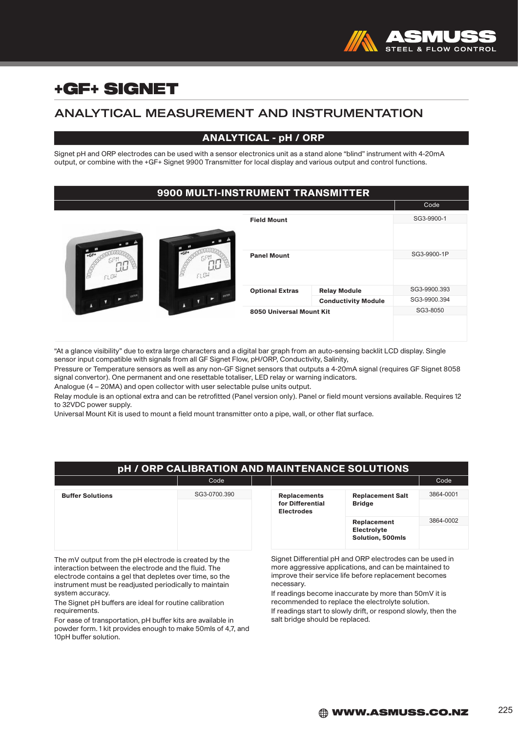# +GF+ SIGNET

## ANALYTICAL MEASUREMENT AND INSTRUMENTATION

### ANALYTICAL - pH / ORP

Signet pH and ORP electrodes can be used with a sensor electronics unit as a stand alone “blind” instrument with 4-20mA output, or combine with the +GF+ Signet 9900 Transmitter for local display and various output and control functions.

### 9900 MULTI-INSTRUMENT TRANSMITTER

| | | Code |
|---|---|---|
| **Field Mount** | | SG3-9900-1 |
| **Panel Mount** | | SG3-9900-1P |
| **Optional Extras** | **Relay Module** | SG3-9900.393 |
| | **Conductivity Module** | SG3-9900.394 |
| **8050 Universal Mount Kit** | | SG3-8050 |

“At a glance visibility” due to extra large characters and a digital bar graph from an auto-sensing backlit LCD display. Single sensor input compatible with signals from all GF Signet Flow, pH/ORP, Conductivity, Salinity,

Pressure or Temperature sensors as well as any non-GF Signet sensors that outputs a 4-20mA signal (requires GF Signet 8058 signal convertor). One permanent and one resettable totaliser, LED relay or warning indicators.

Analogue (4 – 20MA) and open collector with user selectable pulse units output.

Relay module is an optional extra and can be retrofitted (Panel version only). Panel or field mount versions available. Requires 12 to 32VDC power supply.

Universal Mount Kit is used to mount a field mount transmitter onto a pipe, wall, or other flat surface.

### pH / ORP CALIBRATION AND MAINTENANCE SOLUTIONS

| | Code |
|---|---|
| **Buffer Solutions** | SG3-0700.390 |

| | | Code |
|---|---|---|
| **Replacements for Differential Electrodes** | **Replacement Salt Bridge** | 3864-0001 |
| | **Replacement Electrolyte Solution, 500mls** | 3864-0002 |

The mV output from the pH electrode is created by the interaction between the electrode and the fluid. The electrode contains a gel that depletes over time, so the instrument must be readjusted periodically to maintain system accuracy.

The Signet pH buffers are ideal for routine calibration requirements.

For ease of transportation, pH buffer kits are available in powder form. 1 kit provides enough to make 50mls of 4,7, and 10pH buffer solution.

Signet Differential pH and ORP electrodes can be used in more aggressive applications, and can be maintained to improve their service life before replacement becomes necessary.

If readings become inaccurate by more than 50mV it is recommended to replace the electrolyte solution.

If readings start to slowly drift, or respond slowly, then the salt bridge should be replaced.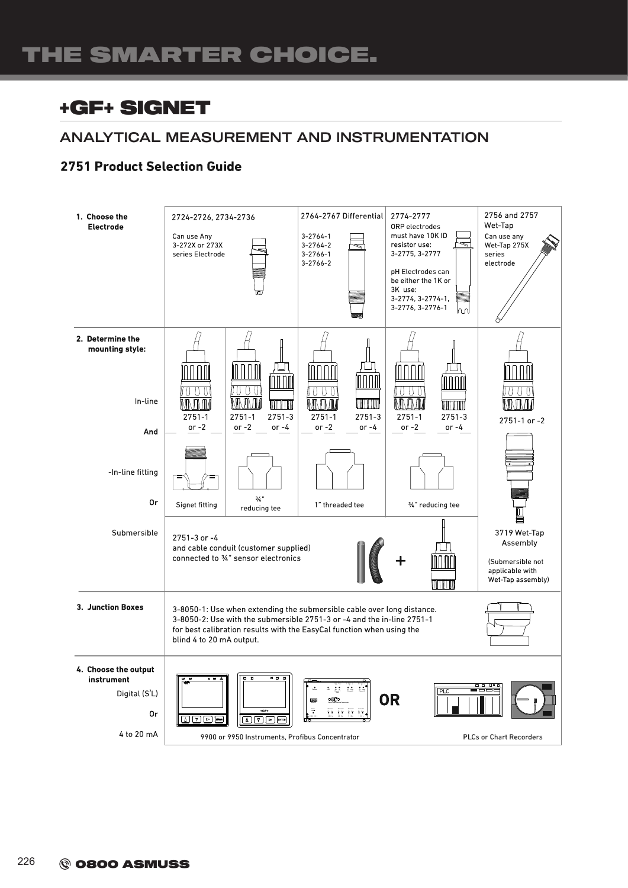# +GF+ SIGNET

## ANALYTICAL MEASUREMENT AND INSTRUMENTATION

### 2751 Product Selection Guide

**1. Choose the Electrode**

| 2724-2726, 2734-2736 | 2764-2767 Differential | 2774-2777 | 2756 and 2757 Wet-Tap |
|---|---|---|---|
| Can use Any 3-272X or 273X series Electrode | 3-2764-1<br>3-2764-2<br>3-2766-1<br>3-2766-2 | ORP electrodes must have 10K ID resistor use: 3-2775, 3-2777<br><br>pH Electrodes can be either the 1K or 3K use: 3-2774, 3-2774-1, 3-2776, 3-2776-1 | Can use any Wet-Tap 275X series electrode |

**2. Determine the mounting style:**

In-line

And

-In-line fitting

Or

Submersible

| | 2724-2726, 2734-2736 | | 2764-2767 Differential | 2774-2777 | 2756 and 2757 Wet-Tap |
|---|---|---|---|---|---|
| In-line | 2751-1 or -2 | 2751-1 or -2; 2751-3 or -4 | 2751-1 or -2; 2751-3 or -4 | 2751-1 or -2; 2751-3 or -4 | 2751-1 or -2 |
| In-line fitting | Signet fitting | ¾" reducing tee | 1" threaded tee | ¾" reducing tee | 3719 Wet-Tap Assembly |
| Submersible | 2751-3 or -4 and cable conduit (customer supplied) connected to ¾" sensor electronics | | | | (Submersible not applicable with Wet-Tap assembly) |

**3. Junction Boxes**

3-8050-1: Use when extending the submersible cable over long distance.
3-8050-2: Use with the submersible 2751-3 or -4 and the in-line 2751-1 for best calibration results with the EasyCal function when using the blind 4 to 20 mA output.

**4. Choose the output instrument**

Digital (S³L)

Or

4 to 20 mA

9900 or 9950 Instruments, Profibus Concentrator **OR** PLCs or Chart Recorders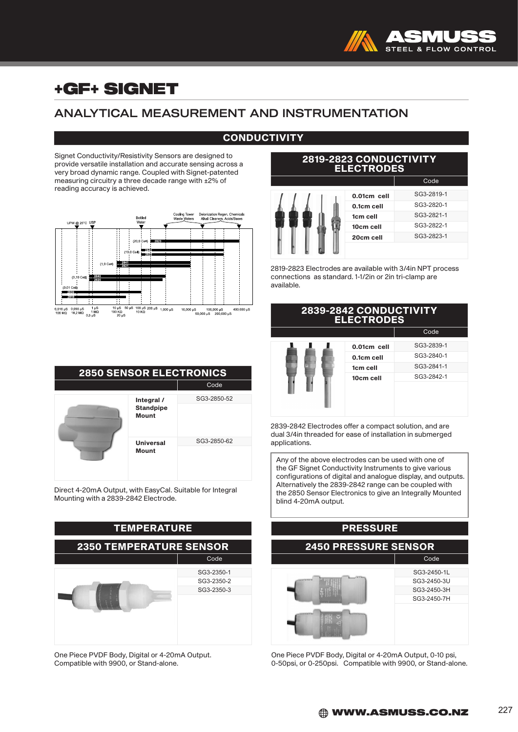# +GF+ SIGNET

## ANALYTICAL MEASUREMENT AND INSTRUMENTATION

## CONDUCTIVITY

Signet Conductivity/Resistivity Sensors are designed to provide versatile installation and accurate sensing across a very broad dynamic range. Coupled with Signet-patented measuring circuitry a three decade range with ±2% of reading accuracy is achieved.

UPW @ 25°C USP
Bottled Water
Cooling Tower Waste Waters
Deionization Regen. Chemicals Alkali Cleaners, Acids/Bases
(20.0 Cell) 2823
(10.0 Cell) 2842 2822
(1.0 Cell) 2841 2821
(0.10 Cell) 2840 2820
(0.01 Cell) 2839 2819
0.010 µS 100 MΩ
0.055 µS 18.2 MΩ
1 µS 1 MΩ 0.8 µS
10 µS 100 KΩ 20 µS
50 µS
100 µS 10 KΩ
200 µS
1,000 µS
10,000 µS
100,000 µS 50,000 µS
200,000 µS
400,000 µS

### 2850 SENSOR ELECTRONICS

| | | Code |
|---|---|---|
| | **Integral / Standpipe Mount** | SG3-2850-52 |
| | **Universal Mount** | SG3-2850-62 |

Direct 4-20mA Output, with EasyCal. Suitable for Integral Mounting with a 2839-2842 Electrode.

### 2819-2823 CONDUCTIVITY ELECTRODES

| | | Code |
|---|---|---|
| | **0.01cm cell** | SG3-2819-1 |
| | **0.1cm cell** | SG3-2820-1 |
| | **1cm cell** | SG3-2821-1 |
| | **10cm cell** | SG3-2822-1 |
| | **20cm cell** | SG3-2823-1 |

2819-2823 Electrodes are available with 3/4in NPT process connections as standard. 1-1/2in or 2in tri-clamp are available.

### 2839-2842 CONDUCTIVITY ELECTRODES

| | | Code |
|---|---|---|
| | **0.01cm cell** | SG3-2839-1 |
| | **0.1cm cell** | SG3-2840-1 |
| | **1cm cell** | SG3-2841-1 |
| | **10cm cell** | SG3-2842-1 |

2839-2842 Electrodes offer a compact solution, and are dual 3/4in threaded for ease of installation in submerged applications.

Any of the above electrodes can be used with one of the GF Signet Conductivity Instruments to give various configurations of digital and analogue display, and outputs. Alternatively the 2839-2842 range can be coupled with the 2850 Sensor Electronics to give an Integrally Mounted blind 4-20mA output.

## TEMPERATURE

### 2350 TEMPERATURE SENSOR

| | Code |
|---|---|
| | SG3-2350-1 |
| | SG3-2350-2 |
| | SG3-2350-3 |

One Piece PVDF Body, Digital or 4-20mA Output. Compatible with 9900, or Stand-alone.

## PRESSURE

### 2450 PRESSURE SENSOR

| | Code |
|---|---|
| | SG3-2450-1L |
| | SG3-2450-3U |
| | SG3-2450-3H |
| | SG3-2450-7H |

One Piece PVDF Body, Digital or 4-20mA Output, 0-10 psi, 0-50psi, or 0-250psi. Compatible with 9900, or Stand-alone.